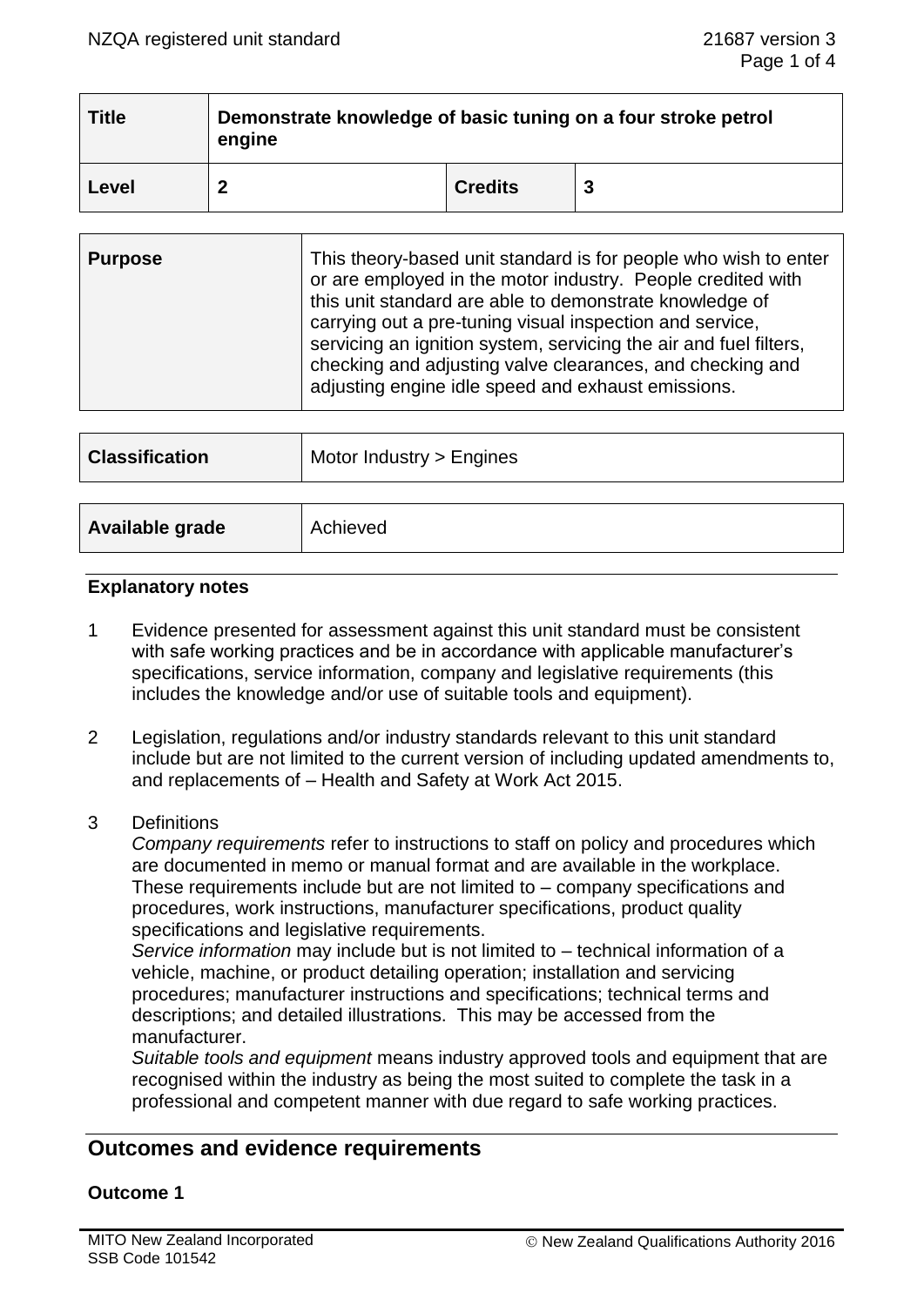| Title | Demonstrate knowledge of basic tuning on a four stroke petrol engine | | |
|---|---|---|---|
| Level | 2 | Credits | 3 |

| Purpose | This theory-based unit standard is for people who wish to enter or are employed in the motor industry. People credited with this unit standard are able to demonstrate knowledge of carrying out a pre-tuning visual inspection and service, servicing an ignition system, servicing the air and fuel filters, checking and adjusting valve clearances, and checking and adjusting engine idle speed and exhaust emissions. |
|---|---|

| Classification | Motor Industry > Engines |
|---|---|

| Available grade | Achieved |
|---|---|

### Explanatory notes

1. Evidence presented for assessment against this unit standard must be consistent with safe working practices and be in accordance with applicable manufacturer's specifications, service information, company and legislative requirements (this includes the knowledge and/or use of suitable tools and equipment).

2. Legislation, regulations and/or industry standards relevant to this unit standard include but are not limited to the current version of including updated amendments to, and replacements of – Health and Safety at Work Act 2015.

3. Definitions
   *Company requirements* refer to instructions to staff on policy and procedures which are documented in memo or manual format and are available in the workplace. These requirements include but are not limited to – company specifications and procedures, work instructions, manufacturer specifications, product quality specifications and legislative requirements.
   *Service information* may include but is not limited to – technical information of a vehicle, machine, or product detailing operation; installation and servicing procedures; manufacturer instructions and specifications; technical terms and descriptions; and detailed illustrations. This may be accessed from the manufacturer.
   *Suitable tools and equipment* means industry approved tools and equipment that are recognised within the industry as being the most suited to complete the task in a professional and competent manner with due regard to safe working practices.

## Outcomes and evidence requirements

### Outcome 1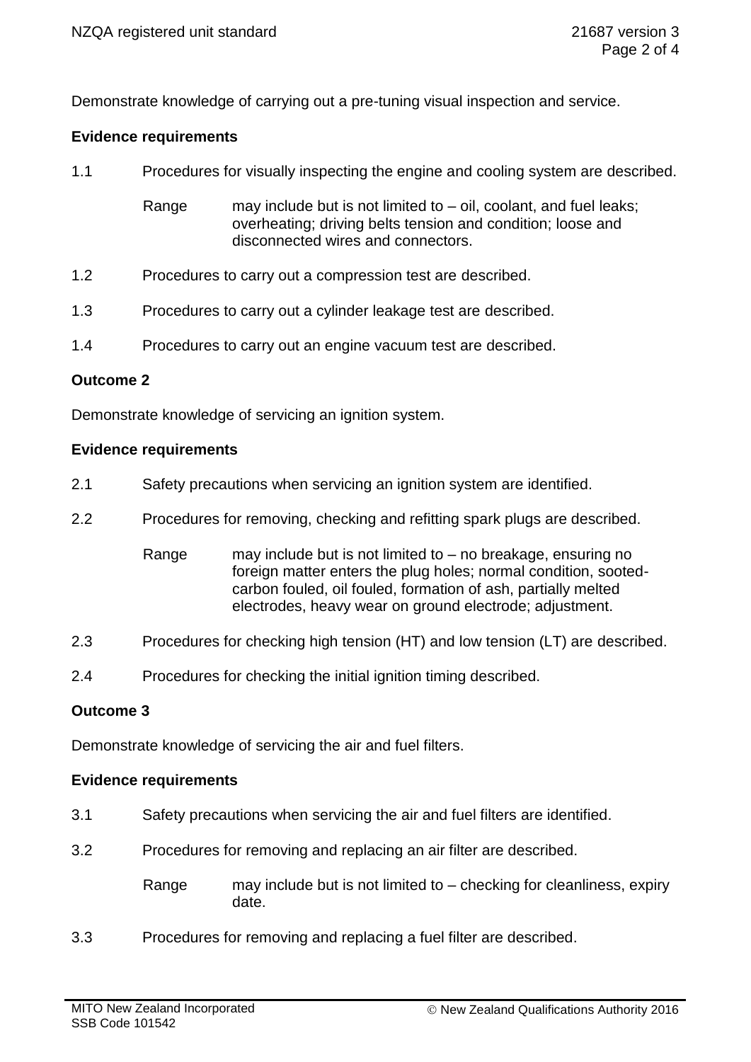Demonstrate knowledge of carrying out a pre-tuning visual inspection and service.

**Evidence requirements**

1.1 Procedures for visually inspecting the engine and cooling system are described.

Range may include but is not limited to – oil, coolant, and fuel leaks; overheating; driving belts tension and condition; loose and disconnected wires and connectors.

1.2 Procedures to carry out a compression test are described.

1.3 Procedures to carry out a cylinder leakage test are described.

1.4 Procedures to carry out an engine vacuum test are described.

**Outcome 2**

Demonstrate knowledge of servicing an ignition system.

**Evidence requirements**

2.1 Safety precautions when servicing an ignition system are identified.

2.2 Procedures for removing, checking and refitting spark plugs are described.

Range may include but is not limited to – no breakage, ensuring no foreign matter enters the plug holes; normal condition, sooted-carbon fouled, oil fouled, formation of ash, partially melted electrodes, heavy wear on ground electrode; adjustment.

2.3 Procedures for checking high tension (HT) and low tension (LT) are described.

2.4 Procedures for checking the initial ignition timing described.

**Outcome 3**

Demonstrate knowledge of servicing the air and fuel filters.

**Evidence requirements**

3.1 Safety precautions when servicing the air and fuel filters are identified.

3.2 Procedures for removing and replacing an air filter are described.

Range may include but is not limited to – checking for cleanliness, expiry date.

3.3 Procedures for removing and replacing a fuel filter are described.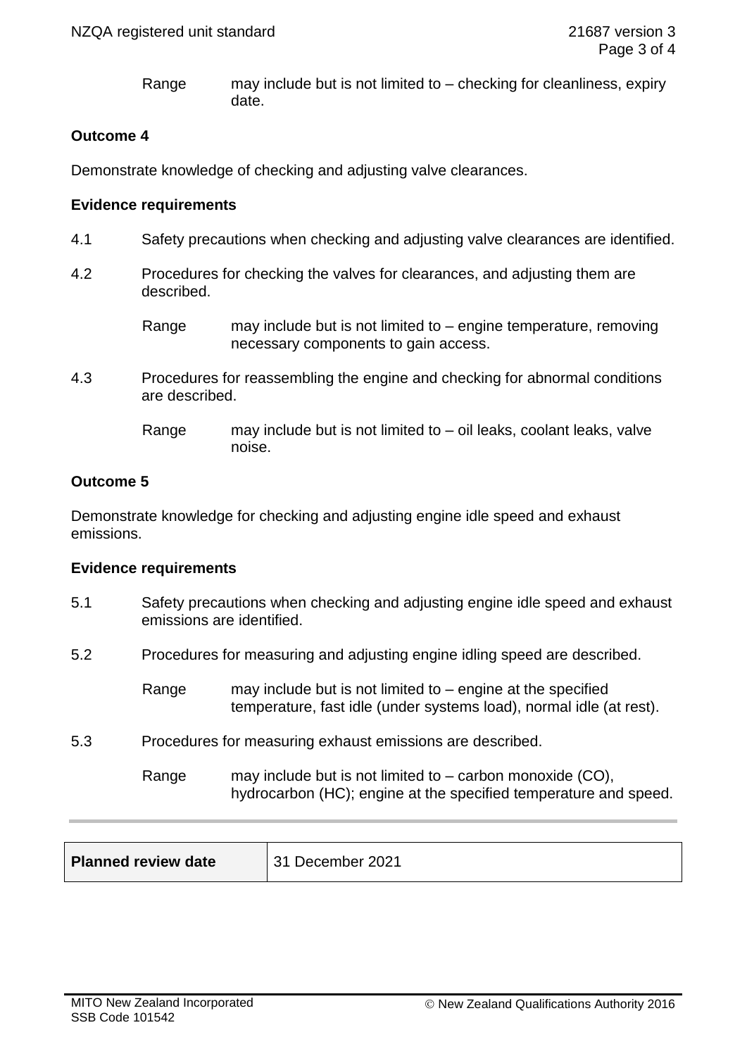Range may include but is not limited to – checking for cleanliness, expiry date.

**Outcome 4**

Demonstrate knowledge of checking and adjusting valve clearances.

**Evidence requirements**

4.1 Safety precautions when checking and adjusting valve clearances are identified.

4.2 Procedures for checking the valves for clearances, and adjusting them are described.

Range may include but is not limited to – engine temperature, removing necessary components to gain access.

4.3 Procedures for reassembling the engine and checking for abnormal conditions are described.

Range may include but is not limited to – oil leaks, coolant leaks, valve noise.

**Outcome 5**

Demonstrate knowledge for checking and adjusting engine idle speed and exhaust emissions.

**Evidence requirements**

5.1 Safety precautions when checking and adjusting engine idle speed and exhaust emissions are identified.

5.2 Procedures for measuring and adjusting engine idling speed are described.

Range may include but is not limited to – engine at the specified temperature, fast idle (under systems load), normal idle (at rest).

5.3 Procedures for measuring exhaust emissions are described.

Range may include but is not limited to – carbon monoxide (CO), hydrocarbon (HC); engine at the specified temperature and speed.

| **Planned review date** | 31 December 2021 |
|---|---|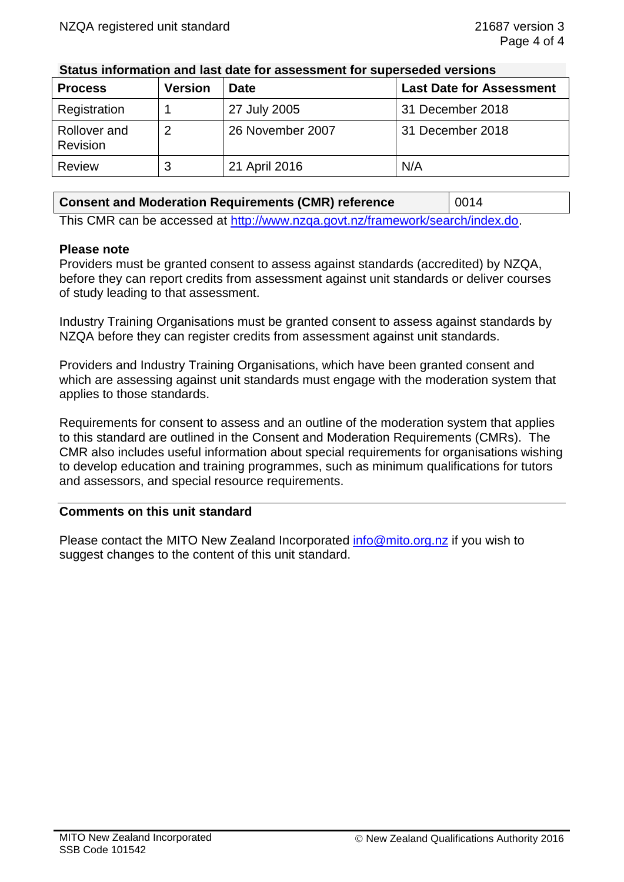**Status information and last date for assessment for superseded versions**

| Process | Version | Date | Last Date for Assessment |
|---|---|---|---|
| Registration | 1 | 27 July 2005 | 31 December 2018 |
| Rollover and Revision | 2 | 26 November 2007 | 31 December 2018 |
| Review | 3 | 21 April 2016 | N/A |

| | |
|---|---|
| **Consent and Moderation Requirements (CMR) reference** | 0014 |

This CMR can be accessed at http://www.nzqa.govt.nz/framework/search/index.do.

**Please note**

Providers must be granted consent to assess against standards (accredited) by NZQA, before they can report credits from assessment against unit standards or deliver courses of study leading to that assessment.

Industry Training Organisations must be granted consent to assess against standards by NZQA before they can register credits from assessment against unit standards.

Providers and Industry Training Organisations, which have been granted consent and which are assessing against unit standards must engage with the moderation system that applies to those standards.

Requirements for consent to assess and an outline of the moderation system that applies to this standard are outlined in the Consent and Moderation Requirements (CMRs). The CMR also includes useful information about special requirements for organisations wishing to develop education and training programmes, such as minimum qualifications for tutors and assessors, and special resource requirements.

**Comments on this unit standard**

Please contact the MITO New Zealand Incorporated info@mito.org.nz if you wish to suggest changes to the content of this unit standard.